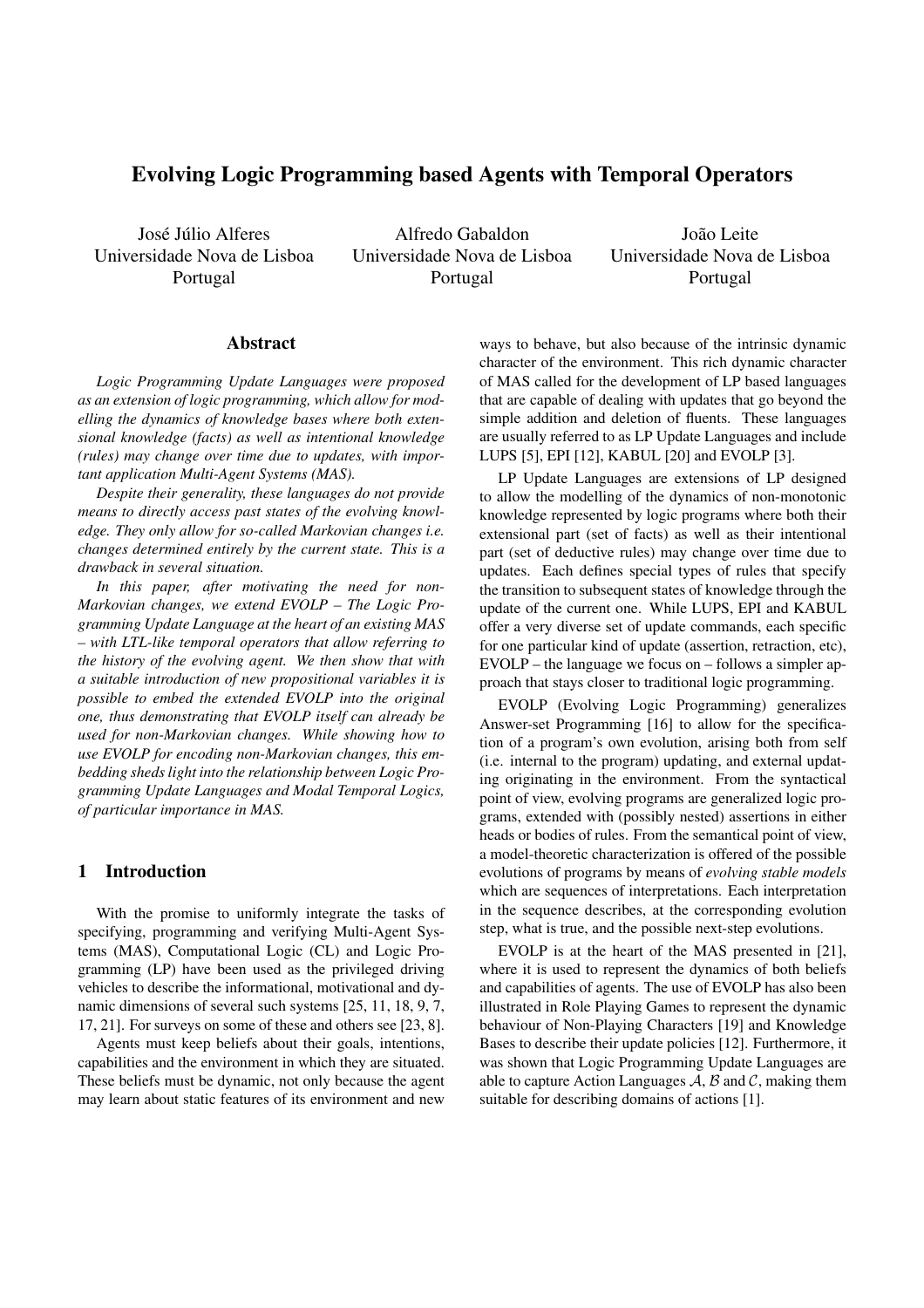# Evolving Logic Programming based Agents with Temporal Operators

José Júlio Alferes
Universidade Nova de Lisboa
Portugal

Alfredo Gabaldon
Universidade Nova de Lisboa
Portugal

João Leite
Universidade Nova de Lisboa
Portugal

## Abstract

*Logic Programming Update Languages were proposed as an extension of logic programming, which allow for modelling the dynamics of knowledge bases where both extensional knowledge (facts) as well as intentional knowledge (rules) may change over time due to updates, with important application Multi-Agent Systems (MAS).*

*Despite their generality, these languages do not provide means to directly access past states of the evolving knowledge. They only allow for so-called Markovian changes i.e. changes determined entirely by the current state. This is a drawback in several situation.*

*In this paper, after motivating the need for non-Markovian changes, we extend EVOLP – The Logic Programming Update Language at the heart of an existing MAS – with LTL-like temporal operators that allow referring to the history of the evolving agent. We then show that with a suitable introduction of new propositional variables it is possible to embed the extended EVOLP into the original one, thus demonstrating that EVOLP itself can already be used for non-Markovian changes. While showing how to use EVOLP for encoding non-Markovian changes, this embedding sheds light into the relationship between Logic Programming Update Languages and Modal Temporal Logics, of particular importance in MAS.*

## 1 Introduction

With the promise to uniformly integrate the tasks of specifying, programming and verifying Multi-Agent Systems (MAS), Computational Logic (CL) and Logic Programming (LP) have been used as the privileged driving vehicles to describe the informational, motivational and dynamic dimensions of several such systems [25, 11, 18, 9, 7, 17, 21]. For surveys on some of these and others see [23, 8].

Agents must keep beliefs about their goals, intentions, capabilities and the environment in which they are situated. These beliefs must be dynamic, not only because the agent may learn about static features of its environment and new ways to behave, but also because of the intrinsic dynamic character of the environment. This rich dynamic character of MAS called for the development of LP based languages that are capable of dealing with updates that go beyond the simple addition and deletion of fluents. These languages are usually referred to as LP Update Languages and include LUPS [5], EPI [12], KABUL [20] and EVOLP [3].

LP Update Languages are extensions of LP designed to allow the modelling of the dynamics of non-monotonic knowledge represented by logic programs where both their extensional part (set of facts) as well as their intentional part (set of deductive rules) may change over time due to updates. Each defines special types of rules that specify the transition to subsequent states of knowledge through the update of the current one. While LUPS, EPI and KABUL offer a very diverse set of update commands, each specific for one particular kind of update (assertion, retraction, etc), EVOLP – the language we focus on – follows a simpler approach that stays closer to traditional logic programming.

EVOLP (Evolving Logic Programming) generalizes Answer-set Programming [16] to allow for the specification of a program's own evolution, arising both from self (i.e. internal to the program) updating, and external updating originating in the environment. From the syntactical point of view, evolving programs are generalized logic programs, extended with (possibly nested) assertions in either heads or bodies of rules. From the semantical point of view, a model-theoretic characterization is offered of the possible evolutions of programs by means of *evolving stable models* which are sequences of interpretations. Each interpretation in the sequence describes, at the corresponding evolution step, what is true, and the possible next-step evolutions.

EVOLP is at the heart of the MAS presented in [21], where it is used to represent the dynamics of both beliefs and capabilities of agents. The use of EVOLP has also been illustrated in Role Playing Games to represent the dynamic behaviour of Non-Playing Characters [19] and Knowledge Bases to describe their update policies [12]. Furthermore, it was shown that Logic Programming Update Languages are able to capture Action Languages $\mathcal{A}$, $\mathcal{B}$ and $\mathcal{C}$, making them suitable for describing domains of actions [1].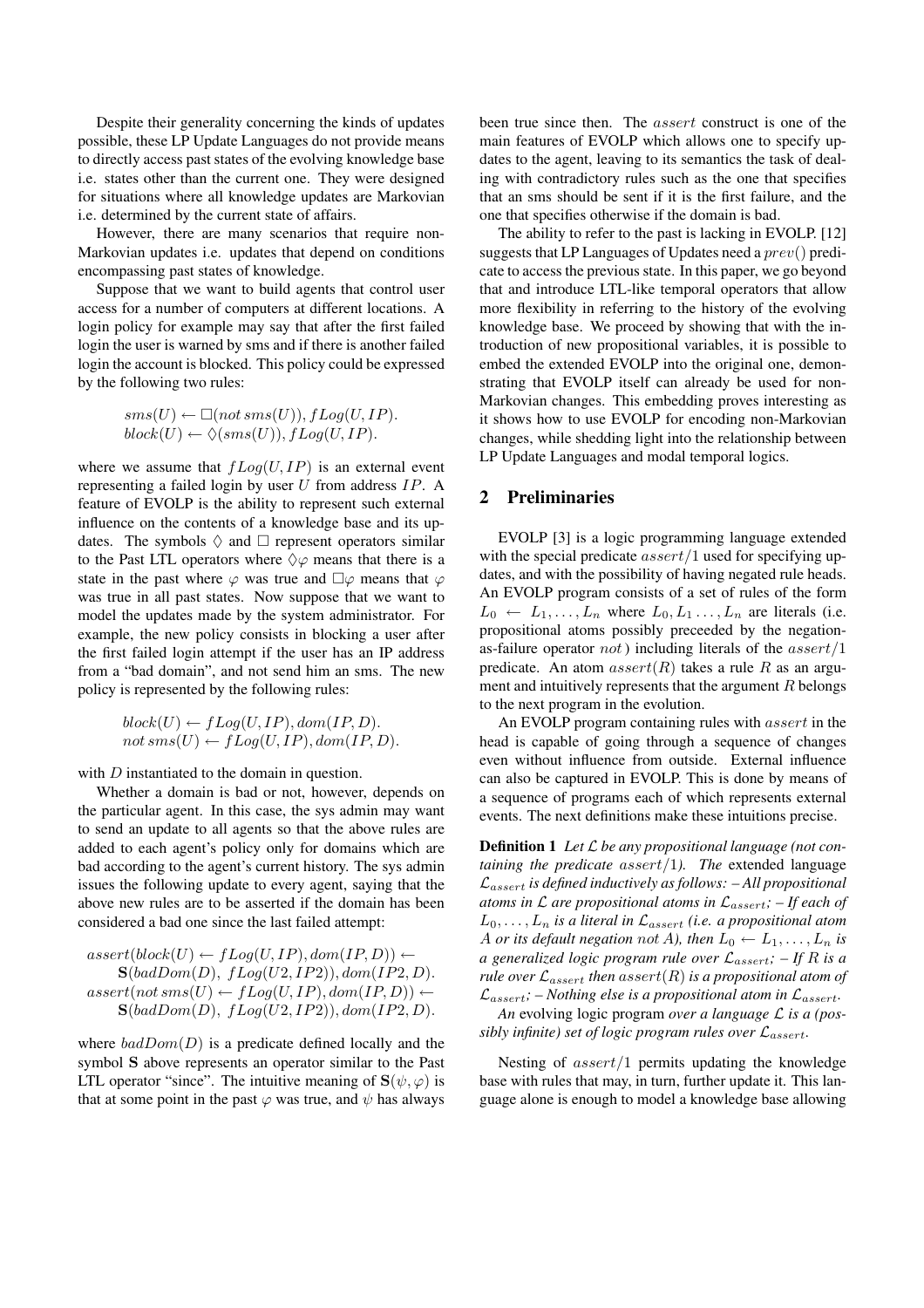Despite their generality concerning the kinds of updates possible, these LP Update Languages do not provide means to directly access past states of the evolving knowledge base i.e. states other than the current one. They were designed for situations where all knowledge updates are Markovian i.e. determined by the current state of affairs.

However, there are many scenarios that require non-Markovian updates i.e. updates that depend on conditions encompassing past states of knowledge.

Suppose that we want to build agents that control user access for a number of computers at different locations. A login policy for example may say that after the first failed login the user is warned by sms and if there is another failed login the account is blocked. This policy could be expressed by the following two rules:

$$sms(U) \leftarrow \Box(not\, sms(U)), fLog(U, IP).$$
$$block(U) \leftarrow \Diamond(sms(U)), fLog(U, IP).$$

where we assume that $fLog(U, IP)$ is an external event representing a failed login by user $U$ from address $IP$. A feature of EVOLP is the ability to represent such external influence on the contents of a knowledge base and its updates. The symbols $\Diamond$ and $\Box$ represent operators similar to the Past LTL operators where $\Diamond\varphi$ means that there is a state in the past where $\varphi$ was true and $\Box\varphi$ means that $\varphi$ was true in all past states. Now suppose that we want to model the updates made by the system administrator. For example, the new policy consists in blocking a user after the first failed login attempt if the user has an IP address from a "bad domain", and not send him an sms. The new policy is represented by the following rules:

$$block(U) \leftarrow fLog(U, IP), dom(IP, D).$$
$$not\, sms(U) \leftarrow fLog(U, IP), dom(IP, D).$$

with $D$ instantiated to the domain in question.

Whether a domain is bad or not, however, depends on the particular agent. In this case, the sys admin may want to send an update to all agents so that the above rules are added to each agent's policy only for domains which are bad according to the agent's current history. The sys admin issues the following update to every agent, saying that the above new rules are to be asserted if the domain has been considered a bad one since the last failed attempt:

$$assert(block(U) \leftarrow fLog(U, IP), dom(IP, D)) \leftarrow$$
$$\mathbf{S}(badDom(D),\ fLog(U2, IP2)), dom(IP2, D).$$
$$assert(not\, sms(U) \leftarrow fLog(U, IP), dom(IP, D)) \leftarrow$$
$$\mathbf{S}(badDom(D),\ fLog(U2, IP2)), dom(IP2, D).$$

where $badDom(D)$ is a predicate defined locally and the symbol $\mathbf{S}$ above represents an operator similar to the Past LTL operator "since". The intuitive meaning of $\mathbf{S}(\psi, \varphi)$ is that at some point in the past $\varphi$ was true, and $\psi$ has always been true since then. The $assert$ construct is one of the main features of EVOLP which allows one to specify updates to the agent, leaving to its semantics the task of dealing with contradictory rules such as the one that specifies that an sms should be sent if it is the first failure, and the one that specifies otherwise if the domain is bad.

The ability to refer to the past is lacking in EVOLP. [12] suggests that LP Languages of Updates need a $prev()$ predicate to access the previous state. In this paper, we go beyond that and introduce LTL-like temporal operators that allow more flexibility in referring to the history of the evolving knowledge base. We proceed by showing that with the introduction of new propositional variables, it is possible to embed the extended EVOLP into the original one, demonstrating that EVOLP itself can already be used for non-Markovian changes. This embedding proves interesting as it shows how to use EVOLP for encoding non-Markovian changes, while shedding light into the relationship between LP Update Languages and modal temporal logics.

## 2 Preliminaries

EVOLP [3] is a logic programming language extended with the special predicate $assert/1$ used for specifying updates, and with the possibility of having negated rule heads. An EVOLP program consists of a set of rules of the form $L_0 \leftarrow L_1, \ldots, L_n$ where $L_0, L_1 \ldots, L_n$ are literals (i.e. propositional atoms possibly preceeded by the negation-as-failure operator $not$) including literals of the $assert/1$ predicate. An atom $assert(R)$ takes a rule $R$ as an argument and intuitively represents that the argument $R$ belongs to the next program in the evolution.

An EVOLP program containing rules with $assert$ in the head is capable of going through a sequence of changes even without influence from outside. External influence can also be captured in EVOLP. This is done by means of a sequence of programs each of which represents external events. The next definitions make these intuitions precise.

**Definition 1** *Let $\mathcal{L}$ be any propositional language (not containing the predicate $assert/1$). The* extended language *$\mathcal{L}_{assert}$ is defined inductively as follows: – All propositional atoms in $\mathcal{L}$ are propositional atoms in $\mathcal{L}_{assert}$; – If each of $L_0, \ldots, L_n$ is a literal in $\mathcal{L}_{assert}$ (i.e. a propositional atom $A$ or its default negation $not\ A$), then $L_0 \leftarrow L_1, \ldots, L_n$ is a generalized logic program rule over $\mathcal{L}_{assert}$; – If $R$ is a rule over $\mathcal{L}_{assert}$ then $assert(R)$ is a propositional atom of $\mathcal{L}_{assert}$; – Nothing else is a propositional atom in $\mathcal{L}_{assert}$.*

*An* evolving logic program *over a language $\mathcal{L}$ is a (possibly infinite) set of logic program rules over $\mathcal{L}_{assert}$.*

Nesting of $assert/1$ permits updating the knowledge base with rules that may, in turn, further update it. This language alone is enough to model a knowledge base allowing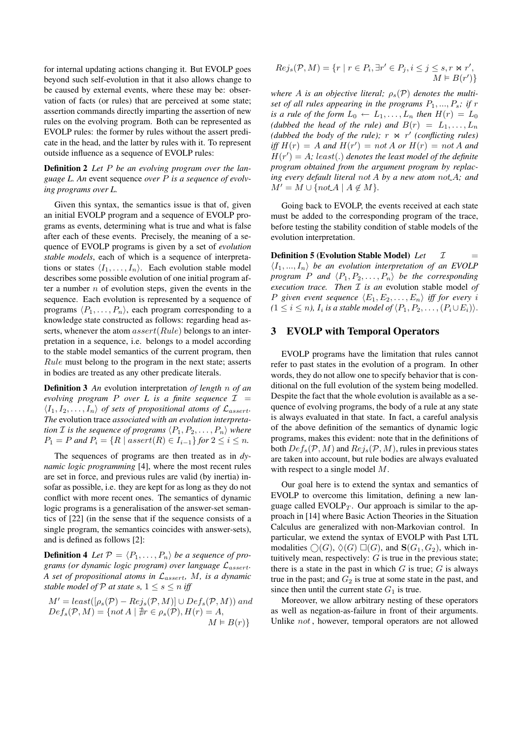for internal updating actions changing it. But EVOLP goes beyond such self-evolution in that it also allows change to be caused by external events, where these may be: observation of facts (or rules) that are perceived at some state; assertion commands directly imparting the assertion of new rules on the evolving program. Both can be represented as EVOLP rules: the former by rules without the assert predicate in the head, and the latter by rules with it. To represent outside influence as a sequence of EVOLP rules:

**Definition 2** *Let $P$ be an evolving program over the language L. An* event sequence *over $P$ is a sequence of evolving programs over L.*

Given this syntax, the semantics issue is that of, given an initial EVOLP program and a sequence of EVOLP programs as events, determining what is true and what is false after each of these events. Precisely, the meaning of a sequence of EVOLP programs is given by a set of *evolution stable models*, each of which is a sequence of interpretations or states $\langle I_1, \ldots, I_n \rangle$. Each evolution stable model describes some possible evolution of one initial program after a number $n$ of evolution steps, given the events in the sequence. Each evolution is represented by a sequence of programs $\langle P_1, \ldots, P_n \rangle$, each program corresponding to a knowledge state constructed as follows: regarding head asserts, whenever the atom $assert(Rule)$ belongs to an interpretation in a sequence, i.e. belongs to a model according to the stable model semantics of the current program, then $Rule$ must belong to the program in the next state; asserts in bodies are treated as any other predicate literals.

**Definition 3** *An* evolution interpretation *of length $n$ of an evolving program $P$ over L is a finite sequence $\mathcal{I} = \langle I_1, I_2, \ldots, I_n \rangle$ of sets of propositional atoms of $\mathcal{L}_{assert}$. The* evolution trace *associated with an evolution interpretation $\mathcal{I}$ is the sequence of programs $\langle P_1, P_2, \ldots, P_n \rangle$ where $P_1 = P$ and $P_i = \{R \mid assert(R) \in I_{i-1}\}$ for $2 \leq i \leq n$.*

The sequences of programs are then treated as in *dynamic logic programming* [4], where the most recent rules are set in force, and previous rules are valid (by inertia) insofar as possible, i.e. they are kept for as long as they do not conflict with more recent ones. The semantics of dynamic logic programs is a generalisation of the answer-set semantics of [22] (in the sense that if the sequence consists of a single program, the semantics coincides with answer-sets), and is defined as follows [2]:

**Definition 4** *Let $\mathcal{P} = \langle P_1, \ldots, P_n \rangle$ be a sequence of programs (or dynamic logic program) over language $\mathcal{L}_{assert}$. A set of propositional atoms in $\mathcal{L}_{assert}$, $M$, is a dynamic stable model of $\mathcal{P}$ at state $s$, $1 \leq s \leq n$ iff*

$$M' = least([\rho_s(\mathcal{P}) - Rej_s(\mathcal{P}, M)] \cup Def_s(\mathcal{P}, M)) \; and$$
$$Def_s(\mathcal{P}, M) = \{not\, A \mid \nexists r \in \rho_s(\mathcal{P}), H(r) = A, M \vDash B(r)\}$$

$$Rej_s(\mathcal{P}, M) = \{r \mid r \in P_i, \exists r' \in P_j, i \leq j \leq s, r \bowtie r', M \vDash B(r')\}$$

*where $A$ is an objective literal; $\rho_s(\mathcal{P})$ denotes the multiset of all rules appearing in the programs $P_1, \ldots, P_s$; if $r$ is a rule of the form $L_0 \leftarrow L_1, \ldots, L_n$ then $H(r) = L_0$ (dubbed the head of the rule) and $B(r) = L_1, \ldots, L_n$ (dubbed the body of the rule); $r \bowtie r'$ (conflicting rules) iff $H(r) = A$ and $H(r') = not\, A$ or $H(r) = not\, A$ and $H(r') = A$; $least(.)$ denotes the least model of the definite program obtained from the argument program by replacing every default literal $not\, A$ by a new atom $not\_A$; and $M' = M \cup \{not\_A \mid A \notin M\}$.*

Going back to EVOLP, the events received at each state must be added to the corresponding program of the trace, before testing the stability condition of stable models of the evolution interpretation.

**Definition 5 (Evolution Stable Model)** *Let $\mathcal{I} = \langle I_1, \ldots, I_n \rangle$ be an evolution interpretation of an EVOLP program $P$ and $\langle P_1, P_2, \ldots, P_n \rangle$ be the corresponding execution trace. Then $\mathcal{I}$ is an* evolution stable model *of $P$ given event sequence $\langle E_1, E_2, \ldots, E_n \rangle$ iff for every $i$ ($1 \leq i \leq n$), $I_i$ is a stable model of $\langle P_1, P_2, \ldots, (P_i \cup E_i) \rangle$.*

## 3 EVOLP with Temporal Operators

EVOLP programs have the limitation that rules cannot refer to past states in the evolution of a program. In other words, they do not allow one to specify behavior that is conditional on the full evolution of the system being modelled. Despite the fact that the whole evolution is available as a sequence of evolving programs, the body of a rule at any state is always evaluated in that state. In fact, a careful analysis of the above definition of the semantics of dynamic logic programs, makes this evident: note that in the definitions of both $Def_s(\mathcal{P}, M)$ and $Rej_s(\mathcal{P}, M)$, rules in previous states are taken into account, but rule bodies are always evaluated with respect to a single model $M$.

Our goal here is to extend the syntax and semantics of EVOLP to overcome this limitation, defining a new language called EVOLP$_T$. Our approach is similar to the approach in [14] where Basic Action Theories in the Situation Calculus are generalized with non-Markovian control. In particular, we extend the syntax of EVOLP with Past LTL modalities $\bigcirc(G)$, $\Diamond(G)$ $\Box(G)$, and $\mathbf{S}(G_1, G_2)$, which intuitively mean, respectively: $G$ is true in the previous state; there is a state in the past in which $G$ is true; $G$ is always true in the past; and $G_2$ is true at some state in the past, and since then until the current state $G_1$ is true.

Moreover, we allow arbitrary nesting of these operators as well as negation-as-failure in front of their arguments. Unlike $not$, however, temporal operators are not allowed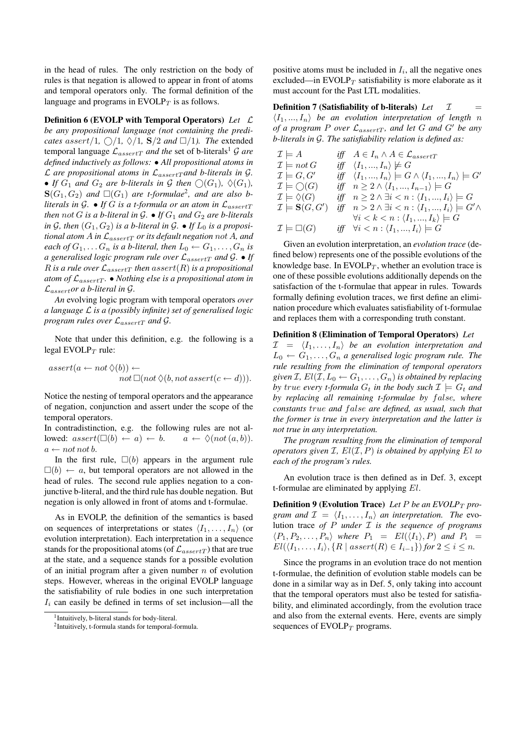in the head of rules. The only restriction on the body of rules is that negation is allowed to appear in front of atoms and temporal operators only. The formal definition of the language and programs in EVOLP$_T$ is as follows.

**Definition 6 (EVOLP with Temporal Operators)** *Let $\mathcal{L}$ be any propositional language (not containing the predicates $assert/1$, $\bigcirc/1$, $\Diamond/1$, $\mathbf{S}/2$ and $\Box/1$). The* extended temporal language $\mathcal{L}_{assertT}$ *and the* set of b-literals[1] $\mathcal{G}$ *are defined inductively as follows: • All propositional atoms in $\mathcal{L}$ are propositional atoms in $\mathcal{L}_{assertT}$ and b-literals in $\mathcal{G}$. • If $G_1$ and $G_2$ are b-literals in $\mathcal{G}$ then $\bigcirc(G_1)$, $\Diamond(G_1)$, $\mathbf{S}(G_1, G_2)$ and $\Box(G_1)$ are t-formulae[2], and are also b-literals in $\mathcal{G}$. • If $G$ is a t-formula or an atom in $\mathcal{L}_{assertT}$ then $not\, G$ is a b-literal in $\mathcal{G}$. • If $G_1$ and $G_2$ are b-literals in $\mathcal{G}$, then $(G_1, G_2)$ is a b-literal in $\mathcal{G}$. • If $L_0$ is a propositional atom $A$ in $\mathcal{L}_{assertT}$ or its default negation $not\, A$, and each of $G_1, \ldots G_n$ is a b-literal, then $L_0 \leftarrow G_1, \ldots, G_n$ is a generalised logic program rule over $\mathcal{L}_{assertT}$ and $\mathcal{G}$. • If $R$ is a rule over $\mathcal{L}_{assertT}$ then $assert(R)$ is a propositional atom of $\mathcal{L}_{assertT}$. • Nothing else is a propositional atom in $\mathcal{L}_{assert}$ or a b-literal in $\mathcal{G}$.*

*An* evolving logic program with temporal operators *over a language $\mathcal{L}$ is a (possibly infinite) set of generalised logic program rules over $\mathcal{L}_{assertT}$ and $\mathcal{G}$.*

Note that under this definition, e.g. the following is a legal EVOLP$_T$ rule:

$$assert(a \leftarrow not\,\Diamond(b)) \leftarrow not\,\Box(not\,\Diamond(b, not\, assert(c \leftarrow d))).$$

Notice the nesting of temporal operators and the appearance of negation, conjunction and assert under the scope of the temporal operators.

In contradistinction, e.g. the following rules are not allowed: $assert(\Box(b) \leftarrow a) \leftarrow b$. $\quad a \leftarrow \Diamond(not\,(a, b))$. $a \leftarrow not\, not\, b$.

In the first rule, $\Box(b)$ appears in the argument rule $\Box(b) \leftarrow a$, but temporal operators are not allowed in the head of rules. The second rule applies negation to a conjunctive b-literal, and the third rule has double negation. But negation is only allowed in front of atoms and t-formulae.

As in EVOLP, the definition of the semantics is based on sequences of interpretations or states $\langle I_1, \ldots, I_n \rangle$ (or evolution interpretation). Each interpretation in a sequence stands for the propositional atoms (of $\mathcal{L}_{assertT}$) that are true at the state, and a sequence stands for a possible evolution of an initial program after a given number $n$ of evolution steps. However, whereas in the original EVOLP language the satisfiability of rule bodies in one such interpretation $I_i$ can easily be defined in terms of set inclusion—all the positive atoms must be included in $I_i$, all the negative ones excluded—in EVOLP$_T$ satisfiability is more elaborate as it must account for the Past LTL modalities.

**Definition 7 (Satisfiability of b-literals)** *Let $\mathcal{I} = \langle I_1, ..., I_n \rangle$ be an evolution interpretation of length $n$ of a program $P$ over $\mathcal{L}_{assertT}$, and let $G$ and $G'$ be any b-literals in $\mathcal{G}$. The satisfiability relation is defined as:*

$$
\begin{array}{lll}
\mathcal{I} \models A & \textit{iff} & A \in I_n \wedge A \in \mathcal{L}_{assertT} \\
\mathcal{I} \models not\, G & \textit{iff} & \langle I_1, ..., I_n \rangle \not\models G \\
\mathcal{I} \models G, G' & \textit{iff} & \langle I_1, ..., I_n \rangle \models G \wedge \langle I_1, ..., I_n \rangle \models G' \\
\mathcal{I} \models \bigcirc(G) & \textit{iff} & n \geq 2 \wedge \langle I_1, ..., I_{n-1} \rangle \models G \\
\mathcal{I} \models \Diamond(G) & \textit{iff} & n \geq 2 \wedge \exists i < n : \langle I_1, ..., I_i \rangle \models G \\
\mathcal{I} \models \mathbf{S}(G, G') & \textit{iff} & n > 2 \wedge \exists i < n : \langle I_1, ..., I_i \rangle \models G' \wedge \\
& & \forall i < k < n : \langle I_1, ..., I_k \rangle \models G \\
\mathcal{I} \models \Box(G) & \textit{iff} & \forall i < n : \langle I_1, ..., I_i \rangle \models G
\end{array}
$$

Given an evolution interpretation, an *evolution trace* (defined below) represents one of the possible evolutions of the knowledge base. In EVOLP$_T$, whether an evolution trace is one of these possible evolutions additionally depends on the satisfaction of the t-formulae that appear in rules. Towards formally defining evolution traces, we first define an elimination procedure which evaluates satisfiability of t-formulae and replaces them with a corresponding truth constant.

**Definition 8 (Elimination of Temporal Operators)** *Let $\mathcal{I} = \langle I_1, \ldots, I_n \rangle$ be an evolution interpretation and $L_0 \leftarrow G_1, \ldots, G_n$ a generalised logic program rule. The rule resulting from the elimination of temporal operators given $\mathcal{I}$, $El(\mathcal{I}, L_0 \leftarrow G_1, \ldots, G_n)$ is obtained by replacing by $true$ every t-formula $G_t$ in the body such $\mathcal{I} \models G_t$ and by replacing all remaining t-formulae by $false$, where constants $true$ and $false$ are defined, as usual, such that the former is true in every interpretation and the latter is not true in any interpretation.*

*The program resulting from the elimination of temporal operators given $\mathcal{I}$, $El(\mathcal{I}, P)$ is obtained by applying $El$ to each of the program's rules.*

An evolution trace is then defined as in Def. 3, except t-formulae are eliminated by applying $El$.

**Definition 9 (Evolution Trace)** *Let $P$ be an EVOLP$_T$ program and $\mathcal{I} = \langle I_1, \ldots, I_n \rangle$ an interpretation. The* evolution trace *of $P$ under $\mathcal{I}$ is the sequence of programs $\langle P_1, P_2, \ldots, P_n \rangle$ where $P_1 = El(\langle I_1 \rangle, P)$ and $P_i = El(\langle I_1, \ldots, I_i \rangle, \{R \mid assert(R) \in I_{i-1}\})$ for $2 \leq i \leq n$.*

Since the programs in an evolution trace do not mention t-formulae, the definition of evolution stable models can be done in a similar way as in Def. 5, only taking into account that the temporal operators must also be tested for satisfiability, and eliminated accordingly, from the evolution trace and also from the external events. Here, events are simply sequences of EVOLP$_T$ programs.

[1] Intuitively, b-literal stands for body-literal.

[2] Intuitively, t-formula stands for temporal-formula.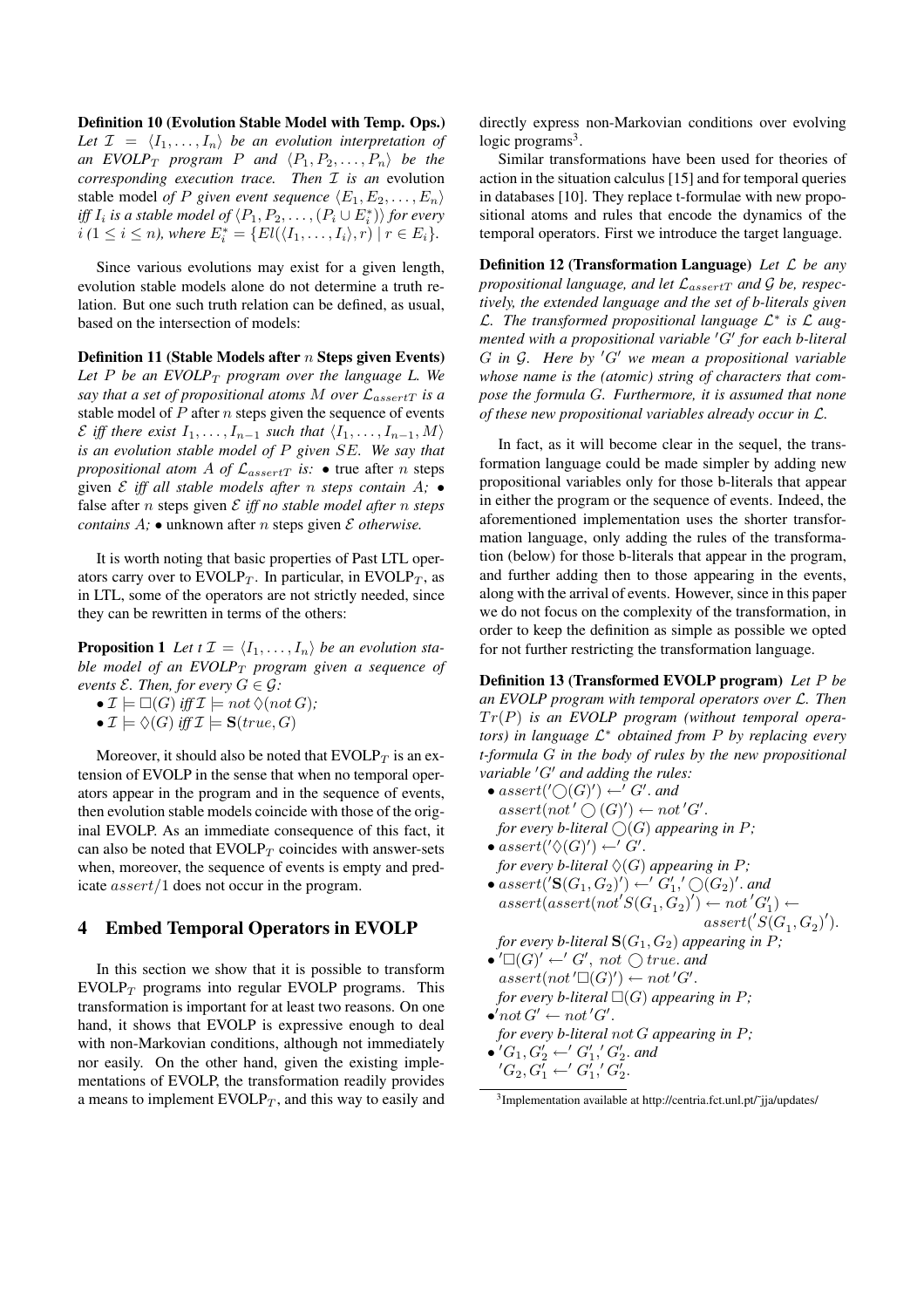**Definition 10 (Evolution Stable Model with Temp. Ops.)** *Let $\mathcal{I} = \langle I_1, \ldots, I_n \rangle$ be an evolution interpretation of an EVOLP$_T$ program $P$ and $\langle P_1, P_2, \ldots, P_n \rangle$ be the corresponding execution trace. Then $\mathcal{I}$ is an* evolution stable model *of $P$ given event sequence $\langle E_1, E_2, \ldots, E_n \rangle$ iff $I_i$ is a stable model of $\langle P_1, P_2, \ldots, (P_i \cup E_i^*) \rangle$ for every $i$ $(1 \leq i \leq n)$, where $E_i^* = \{El(\langle I_1, \ldots, I_i \rangle, r) \mid r \in E_i\}$.*

Since various evolutions may exist for a given length, evolution stable models alone do not determine a truth relation. But one such truth relation can be defined, as usual, based on the intersection of models:

**Definition 11 (Stable Models after $n$ Steps given Events)** *Let $P$ be an EVOLP$_T$ program over the language L. We say that a set of propositional atoms $M$ over $\mathcal{L}_{assertT}$ is a* stable model *of $P$* after $n$ steps *given the sequence of events $\mathcal{E}$ iff there exist $I_1, \ldots, I_{n-1}$ such that $\langle I_1, \ldots, I_{n-1}, M \rangle$ is an evolution stable model of $P$ given $SE$. We say that propositional atom $A$ of $\mathcal{L}_{assertT}$ is:* • true after $n$ steps given $\mathcal{E}$ *iff all stable models after $n$ steps contain $A$;* • false after $n$ steps given $\mathcal{E}$ *iff no stable model after $n$ steps contains $A$;* • unknown after $n$ steps given $\mathcal{E}$ *otherwise.*

It is worth noting that basic properties of Past LTL operators carry over to EVOLP$_T$. In particular, in EVOLP$_T$, as in LTL, some of the operators are not strictly needed, since they can be rewritten in terms of the others:

**Proposition 1** *Let t $\mathcal{I} = \langle I_1, \ldots, I_n \rangle$ be an evolution stable model of an EVOLP$_T$ program given a sequence of events $\mathcal{E}$. Then, for every $G \in \mathcal{G}$:*

- *$\mathcal{I} \models \Box(G)$ iff $\mathcal{I} \models not\ \Diamond(not\ G)$;*
- *$\mathcal{I} \models \Diamond(G)$ iff $\mathcal{I} \models \mathbf{S}(true, G)$*

Moreover, it should also be noted that EVOLP$_T$ is an extension of EVOLP in the sense that when no temporal operators appear in the program and in the sequence of events, then evolution stable models coincide with those of the original EVOLP. As an immediate consequence of this fact, it can also be noted that EVOLP$_T$ coincides with answer-sets when, moreover, the sequence of events is empty and predicate $assert/1$ does not occur in the program.

## 4 Embed Temporal Operators in EVOLP

In this section we show that it is possible to transform EVOLP$_T$ programs into regular EVOLP programs. This transformation is important for at least two reasons. On one hand, it shows that EVOLP is expressive enough to deal with non-Markovian conditions, although not immediately nor easily. On the other hand, given the existing implementations of EVOLP, the transformation readily provides a means to implement EVOLP$_T$, and this way to easily and directly express non-Markovian conditions over evolving logic programs[3].

Similar transformations have been used for theories of action in the situation calculus [15] and for temporal queries in databases [10]. They replace t-formulae with new propositional atoms and rules that encode the dynamics of the temporal operators. First we introduce the target language.

**Definition 12 (Transformation Language)** *Let $\mathcal{L}$ be any propositional language, and let $\mathcal{L}_{assertT}$ and $\mathcal{G}$ be, respectively, the extended language and the set of b-literals given $\mathcal{L}$. The transformed propositional language $\mathcal{L}^*$ is $\mathcal{L}$ augmented with a propositional variable $'G'$ for each b-literal $G$ in $\mathcal{G}$. Here by $'G'$ we mean a propositional variable whose name is the (atomic) string of characters that compose the formula $G$. Furthermore, it is assumed that none of these new propositional variables already occur in $\mathcal{L}$.*

In fact, as it will become clear in the sequel, the transformation language could be made simpler by adding new propositional variables only for those b-literals that appear in either the program or the sequence of events. Indeed, the aforementioned implementation uses the shorter transformation language, only adding the rules of the transformation (below) for those b-literals that appear in the program, and further adding then to those appearing in the events, along with the arrival of events. However, since in this paper we do not focus on the complexity of the transformation, in order to keep the definition as simple as possible we opted for not further restricting the transformation language.

**Definition 13 (Transformed EVOLP program)** *Let $P$ be an EVOLP program with temporal operators over $\mathcal{L}$. Then $Tr(P)$ is an EVOLP program (without temporal operators) in language $\mathcal{L}^*$ obtained from $P$ by replacing every t-formula $G$ in the body of rules by the new propositional variable $'G'$ and adding the rules:*

- *$assert('\bigcirc(G)') \leftarrow' G'$. and*
  *$assert(not' \bigcirc (G)') \leftarrow not'G'$.*
  *for every b-literal $\bigcirc(G)$ appearing in $P$;*
- *$assert('\Diamond(G)') \leftarrow' G'$.*
  *for every b-literal $\Diamond(G)$ appearing in $P$;*
- *$assert('\mathbf{S}(G_1, G_2)') \leftarrow' G_1',' \bigcirc(G_2)'$. and*
  *$assert(assert(not'S(G_1, G_2)') \leftarrow not'G_1') \leftarrow assert('S(G_1, G_2)')$.*
  *for every b-literal $\mathbf{S}(G_1, G_2)$ appearing in $P$;*
- *$'\Box(G)' \leftarrow' G',\ not\ \bigcirc true$. and*
  *$assert(not'\Box(G)') \leftarrow not'G'$.*
  *for every b-literal $\Box(G)$ appearing in $P$;*
- *$'not\ G' \leftarrow not'G'$.*
  *for every b-literal $not\ G$ appearing in $P$;*
- *$'G_1, G_2' \leftarrow' G_1',' G_2'$. and*
  *$'G_2, G_1' \leftarrow' G_1',' G_2'$.*

[3] Implementation available at http://centria.fct.unl.pt/˜jja/updates/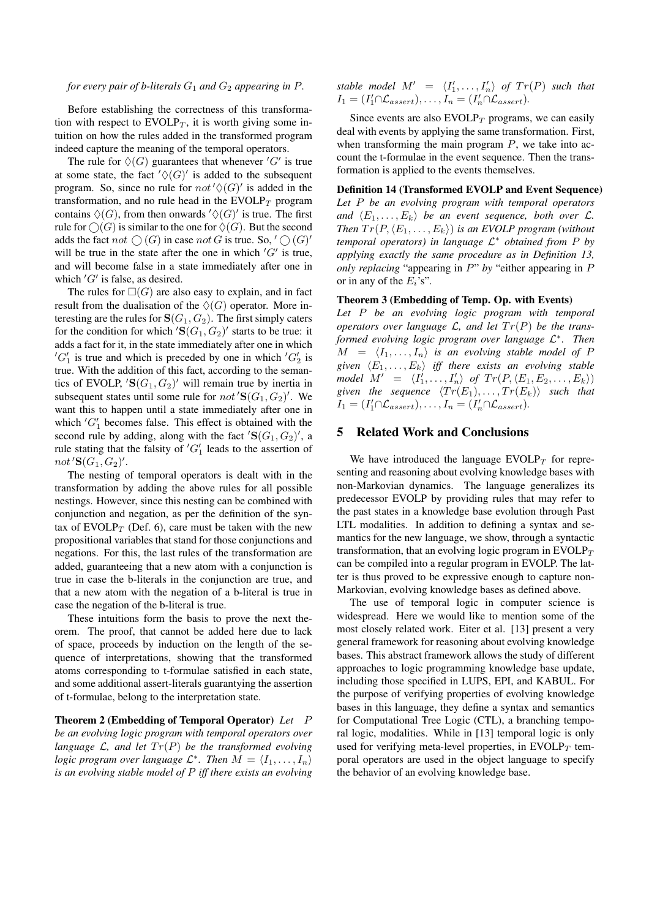*for every pair of b-literals $G_1$ and $G_2$ appearing in $P$.*

Before establishing the correctness of this transformation with respect to EVOLP$_T$, it is worth giving some intuition on how the rules added in the transformed program indeed capture the meaning of the temporal operators.

The rule for $\Diamond(G)$ guarantees that whenever $'G'$ is true at some state, the fact $'\Diamond(G)'$ is added to the subsequent program. So, since no rule for $not\,'\Diamond(G)'$ is added in the transformation, and no rule head in the EVOLP$_T$ program contains $\Diamond(G)$, from then onwards $'\Diamond(G)'$ is true. The first rule for $\bigcirc(G)$ is similar to the one for $\Diamond(G)$. But the second adds the fact $not\ \bigcirc(G)$ in case $not\,G$ is true. So, $'\bigcirc(G)'$ will be true in the state after the one in which $'G'$ is true, and will become false in a state immediately after one in which $'G'$ is false, as desired.

The rules for $\Box(G)$ are also easy to explain, and in fact result from the dualisation of the $\Diamond(G)$ operator. More interesting are the rules for $\mathbf{S}(G_1, G_2)$. The first simply caters for the condition for which $'\mathbf{S}(G_1, G_2)'$ starts to be true: it adds a fact for it, in the state immediately after one in which $'G'_1$ is true and which is preceded by one in which $'G'_2$ is true. With the addition of this fact, according to the semantics of EVOLP, $'\mathbf{S}(G_1, G_2)'$ will remain true by inertia in subsequent states until some rule for $not\,'\mathbf{S}(G_1, G_2)'$. We want this to happen until a state immediately after one in which $'G'_1$ becomes false. This effect is obtained with the second rule by adding, along with the fact $'\mathbf{S}(G_1, G_2)'$, a rule stating that the falsity of $'G'_1$ leads to the assertion of $not\,'\mathbf{S}(G_1, G_2)'$.

The nesting of temporal operators is dealt with in the transformation by adding the above rules for all possible nestings. However, since this nesting can be combined with conjunction and negation, as per the definition of the syntax of EVOLP$_T$ (Def. 6), care must be taken with the new propositional variables that stand for those conjunctions and negations. For this, the last rules of the transformation are added, guaranteeing that a new atom with a conjunction is true in case the b-literals in the conjunction are true, and that a new atom with the negation of a b-literal is true in case the negation of the b-literal is true.

These intuitions form the basis to prove the next theorem. The proof, that cannot be added here due to lack of space, proceeds by induction on the length of the sequence of interpretations, showing that the transformed atoms corresponding to t-formulae satisfied in each state, and some additional assert-literals guarantying the assertion of t-formulae, belong to the interpretation state.

**Theorem 2 (Embedding of Temporal Operator)** *Let $P$ be an evolving logic program with temporal operators over language $\mathcal{L}$, and let $Tr(P)$ be the transformed evolving logic program over language $\mathcal{L}^*$. Then $M = \langle I_1, \ldots, I_n \rangle$ is an evolving stable model of $P$ iff there exists an evolving stable model $M' = \langle I'_1, \ldots, I'_n \rangle$ of $Tr(P)$ such that $I_1 = (I'_1 \cap \mathcal{L}_{assert}), \ldots, I_n = (I'_n \cap \mathcal{L}_{assert})$.*

Since events are also EVOLP$_T$ programs, we can easily deal with events by applying the same transformation. First, when transforming the main program $P$, we take into account the t-formulae in the event sequence. Then the transformation is applied to the events themselves.

**Definition 14 (Transformed EVOLP and Event Sequence)** *Let $P$ be an evolving program with temporal operators and $\langle E_1, \ldots, E_k \rangle$ be an event sequence, both over $\mathcal{L}$. Then $Tr(P, \langle E_1, \ldots, E_k \rangle)$ is an EVOLP program (without temporal operators) in language $\mathcal{L}^*$ obtained from $P$ by applying exactly the same procedure as in Definition 13, only replacing* "appearing in $P$" *by* "either appearing in $P$ or in any of the $E_i$'s".

**Theorem 3 (Embedding of Temp. Op. with Events)** *Let $P$ be an evolving logic program with temporal operators over language $\mathcal{L}$, and let $Tr(P)$ be the transformed evolving logic program over language $\mathcal{L}^*$. Then $M = \langle I_1, \ldots, I_n \rangle$ is an evolving stable model of $P$ given $\langle E_1, \ldots, E_k \rangle$ iff there exists an evolving stable model $M' = \langle I'_1, \ldots, I'_n \rangle$ of $Tr(P, \langle E_1, E_2, \ldots, E_k \rangle)$ given the sequence $\langle Tr(E_1), \ldots, Tr(E_k) \rangle$ such that $I_1 = (I'_1 \cap \mathcal{L}_{assert}), \ldots, I_n = (I'_n \cap \mathcal{L}_{assert})$.*

## 5 Related Work and Conclusions

We have introduced the language EVOLP$_T$ for representing and reasoning about evolving knowledge bases with non-Markovian dynamics. The language generalizes its predecessor EVOLP by providing rules that may refer to the past states in a knowledge base evolution through Past LTL modalities. In addition to defining a syntax and semantics for the new language, we show, through a syntactic transformation, that an evolving logic program in EVOLP$_T$ can be compiled into a regular program in EVOLP. The latter is thus proved to be expressive enough to capture non-Markovian, evolving knowledge bases as defined above.

The use of temporal logic in computer science is widespread. Here we would like to mention some of the most closely related work. Eiter et al. [13] present a very general framework for reasoning about evolving knowledge bases. This abstract framework allows the study of different approaches to logic programming knowledge base update, including those specified in LUPS, EPI, and KABUL. For the purpose of verifying properties of evolving knowledge bases in this language, they define a syntax and semantics for Computational Tree Logic (CTL), a branching temporal logic, modalities. While in [13] temporal logic is only used for verifying meta-level properties, in EVOLP$_T$ temporal operators are used in the object language to specify the behavior of an evolving knowledge base.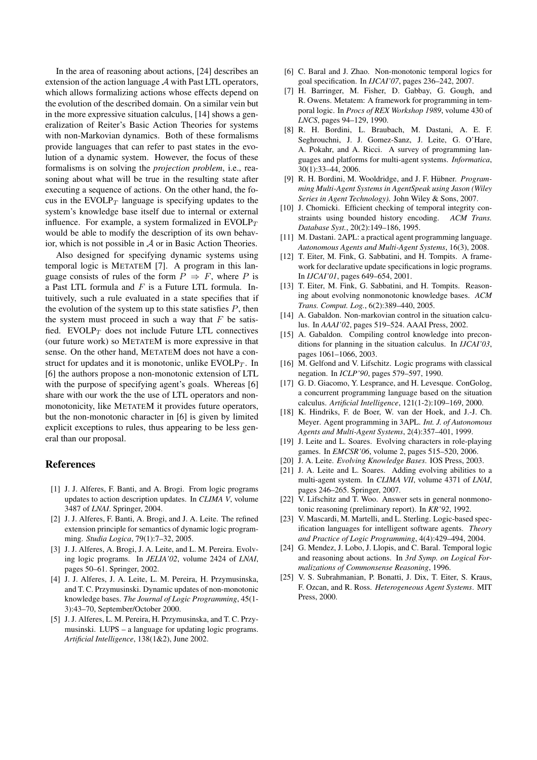In the area of reasoning about actions, [24] describes an extension of the action language $\mathcal{A}$ with Past LTL operators, which allows formalizing actions whose effects depend on the evolution of the described domain. On a similar vein but in the more expressive situation calculus, [14] shows a generalization of Reiter's Basic Action Theories for systems with non-Markovian dynamics. Both of these formalisms provide languages that can refer to past states in the evolution of a dynamic system. However, the focus of these formalisms is on solving the *projection problem*, i.e., reasoning about what will be true in the resulting state after executing a sequence of actions. On the other hand, the focus in the $\text{EVOLP}_T$ language is specifying updates to the system's knowledge base itself due to internal or external influence. For example, a system formalized in $\text{EVOLP}_T$ would be able to modify the description of its own behavior, which is not possible in $\mathcal{A}$ or in Basic Action Theories.

Also designed for specifying dynamic systems using temporal logic is METATEM [7]. A program in this language consists of rules of the form $P \Rightarrow F$, where $P$ is a Past LTL formula and $F$ is a Future LTL formula. Intuitively, such a rule evaluated in a state specifies that if the evolution of the system up to this state satisfies $P$, then the system must proceed in such a way that $F$ be satisfied. $\text{EVOLP}_T$ does not include Future LTL connectives (our future work) so METATEM is more expressive in that sense. On the other hand, METATEM does not have a construct for updates and it is monotonic, unlike $\text{EVOLP}_T$. In [6] the authors propose a non-monotonic extension of LTL with the purpose of specifying agent's goals. Whereas [6] share with our work the the use of LTL operators and non-monotonicity, like METATEM it provides future operators, but the non-monotonic character in [6] is given by limited explicit exceptions to rules, thus appearing to be less general than our proposal.

## References

[1] J. J. Alferes, F. Banti, and A. Brogi. From logic programs updates to action description updates. In *CLIMA V*, volume 3487 of *LNAI*. Springer, 2004.

[2] J. J. Alferes, F. Banti, A. Brogi, and J. A. Leite. The refined extension principle for semantics of dynamic logic programming. *Studia Logica*, 79(1):7–32, 2005.

[3] J. J. Alferes, A. Brogi, J. A. Leite, and L. M. Pereira. Evolving logic programs. In *JELIA'02*, volume 2424 of *LNAI*, pages 50–61. Springer, 2002.

[4] J. J. Alferes, J. A. Leite, L. M. Pereira, H. Przymusinska, and T. C. Przymusinski. Dynamic updates of non-monotonic knowledge bases. *The Journal of Logic Programming*, 45(1-3):43–70, September/October 2000.

[5] J. J. Alferes, L. M. Pereira, H. Przymusinska, and T. C. Przymusinski. LUPS – a language for updating logic programs. *Artificial Intelligence*, 138(1&2), June 2002.

[6] C. Baral and J. Zhao. Non-monotonic temporal logics for goal specification. In *IJCAI'07*, pages 236–242, 2007.

[7] H. Barringer, M. Fisher, D. Gabbay, G. Gough, and R. Owens. Metatem: A framework for programming in temporal logic. In *Procs of REX Workshop 1989*, volume 430 of *LNCS*, pages 94–129, 1990.

[8] R. H. Bordini, L. Braubach, M. Dastani, A. E. F. Seghrouchni, J. J. Gomez-Sanz, J. Leite, G. O'Hare, A. Pokahr, and A. Ricci. A survey of programming languages and platforms for multi-agent systems. *Informatica*, 30(1):33–44, 2006.

[9] R. H. Bordini, M. Wooldridge, and J. F. Hübner. *Programming Multi-Agent Systems in AgentSpeak using Jason (Wiley Series in Agent Technology)*. John Wiley & Sons, 2007.

[10] J. Chomicki. Efficient checking of temporal integrity constraints using bounded history encoding. *ACM Trans. Database Syst.*, 20(2):149–186, 1995.

[11] M. Dastani. 2APL: a practical agent programming language. *Autonomous Agents and Multi-Agent Systems*, 16(3), 2008.

[12] T. Eiter, M. Fink, G. Sabbatini, and H. Tompits. A framework for declarative update specifications in logic programs. In *IJCAI'01*, pages 649–654, 2001.

[13] T. Eiter, M. Fink, G. Sabbatini, and H. Tompits. Reasoning about evolving nonmonotonic knowledge bases. *ACM Trans. Comput. Log.*, 6(2):389–440, 2005.

[14] A. Gabaldon. Non-markovian control in the situation calculus. In *AAAI'02*, pages 519–524. AAAI Press, 2002.

[15] A. Gabaldon. Compiling control knowledge into preconditions for planning in the situation calculus. In *IJCAI'03*, pages 1061–1066, 2003.

[16] M. Gelfond and V. Lifschitz. Logic programs with classical negation. In *ICLP'90*, pages 579–597, 1990.

[17] G. D. Giacomo, Y. Lesprance, and H. Levesque. ConGolog, a concurrent programming language based on the situation calculus. *Artificial Intelligence*, 121(1-2):109–169, 2000.

[18] K. Hindriks, F. de Boer, W. van der Hoek, and J.-J. Ch. Meyer. Agent programming in 3APL. *Int. J. of Autonomous Agents and Multi-Agent Systems*, 2(4):357–401, 1999.

[19] J. Leite and L. Soares. Evolving characters in role-playing games. In *EMCSR'06*, volume 2, pages 515–520, 2006.

[20] J. A. Leite. *Evolving Knowledge Bases*. IOS Press, 2003.

[21] J. A. Leite and L. Soares. Adding evolving abilities to a multi-agent system. In *CLIMA VII*, volume 4371 of *LNAI*, pages 246–265. Springer, 2007.

[22] V. Lifschitz and T. Woo. Answer sets in general nonmonotonic reasoning (preliminary report). In *KR'92*, 1992.

[23] V. Mascardi, M. Martelli, and L. Sterling. Logic-based specification languages for intelligent software agents. *Theory and Practice of Logic Programming*, 4(4):429–494, 2004.

[24] G. Mendez, J. Lobo, J. Llopis, and C. Baral. Temporal logic and reasoning about actions. In *3rd Symp. on Logical Formalizations of Commonsense Reasoning*, 1996.

[25] V. S. Subrahmanian, P. Bonatti, J. Dix, T. Eiter, S. Kraus, F. Ozcan, and R. Ross. *Heterogeneous Agent Systems*. MIT Press, 2000.